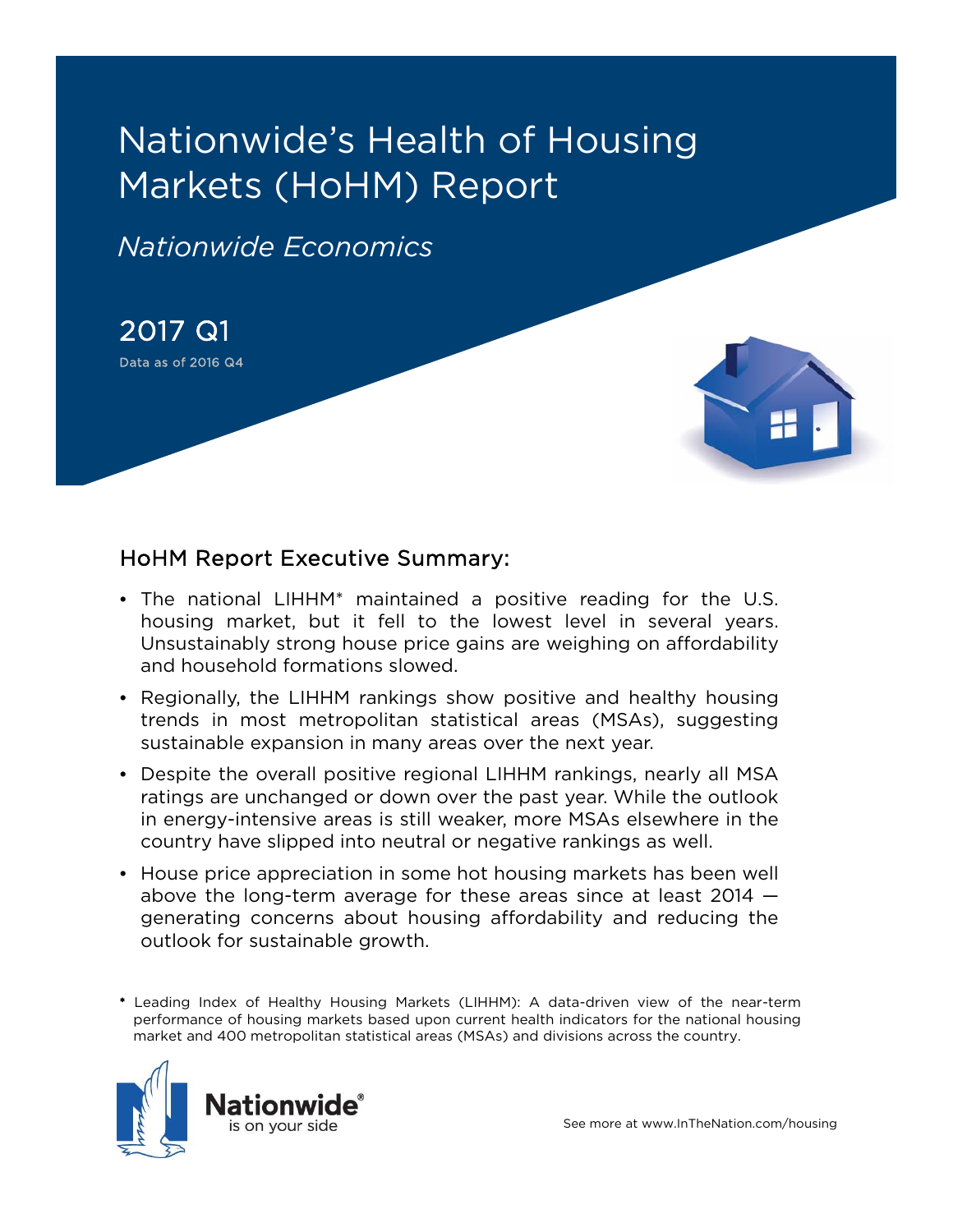# Nationwide's Health of Housing Markets (HoHM) Report

*Nationwide Economics*

## 2017 Q1

Data as of 2016 Q4

## HoHM Report Executive Summary:

- The national LIHHM* maintained a positive reading for the U.S. housing market, but it fell to the lowest level in several years. Unsustainably strong house price gains are weighing on affordability and household formations slowed.
- Regionally, the LIHHM rankings show positive and healthy housing trends in most metropolitan statistical areas (MSAs), suggesting sustainable expansion in many areas over the next year.
- Despite the overall positive regional LIHHM rankings, nearly all MSA ratings are unchanged or down over the past year. While the outlook in energy-intensive areas is still weaker, more MSAs elsewhere in the country have slipped into neutral or negative rankings as well.
- House price appreciation in some hot housing markets has been well above the long-term average for these areas since at least 2014 — generating concerns about housing affordability and reducing the outlook for sustainable growth.

\* Leading Index of Healthy Housing Markets (LIHHM): A data-driven view of the near-term performance of housing markets based upon current health indicators for the national housing market and 400 metropolitan statistical areas (MSAs) and divisions across the country.

Nationwide® is on your side

See more at www.InTheNation.com/housing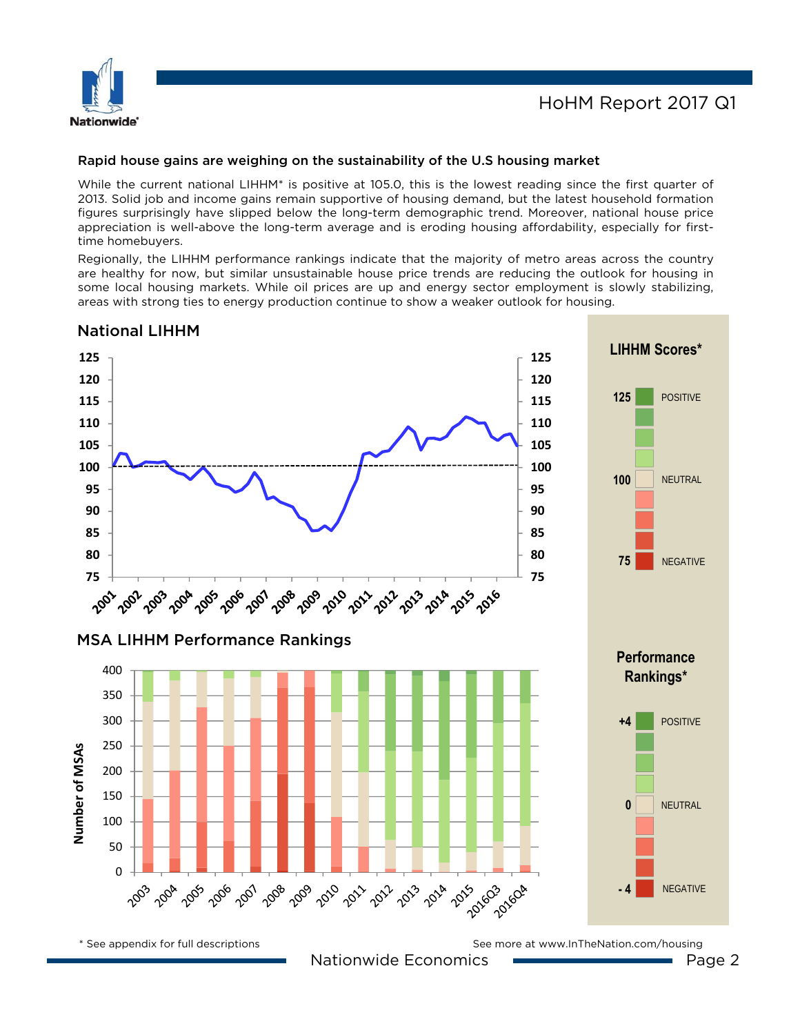## Rapid house gains are weighing on the sustainability of the U.S housing market

While the current national LIHHM* is positive at 105.0, this is the lowest reading since the first quarter of 2013. Solid job and income gains remain supportive of housing demand, but the latest household formation figures surprisingly have slipped below the long-term demographic trend. Moreover, national house price appreciation is well-above the long-term average and is eroding housing affordability, especially for first-time homebuyers.

Regionally, the LIHHM performance rankings indicate that the majority of metro areas across the country are healthy for now, but similar unsustainable house price trends are reducing the outlook for housing in some local housing markets. While oil prices are up and energy sector employment is slowly stabilizing, areas with strong ties to energy production continue to show a weaker outlook for housing.

### National LIHHM

### MSA LIHHM Performance Rankings

**LIHHM Scores***

- 125 POSITIVE
- 100 NEUTRAL
- 75 NEGATIVE

**Performance Rankings***

- +4 POSITIVE
- 0 NEUTRAL
- -4 NEGATIVE

* See appendix for full descriptions

See more at www.InTheNation.com/housing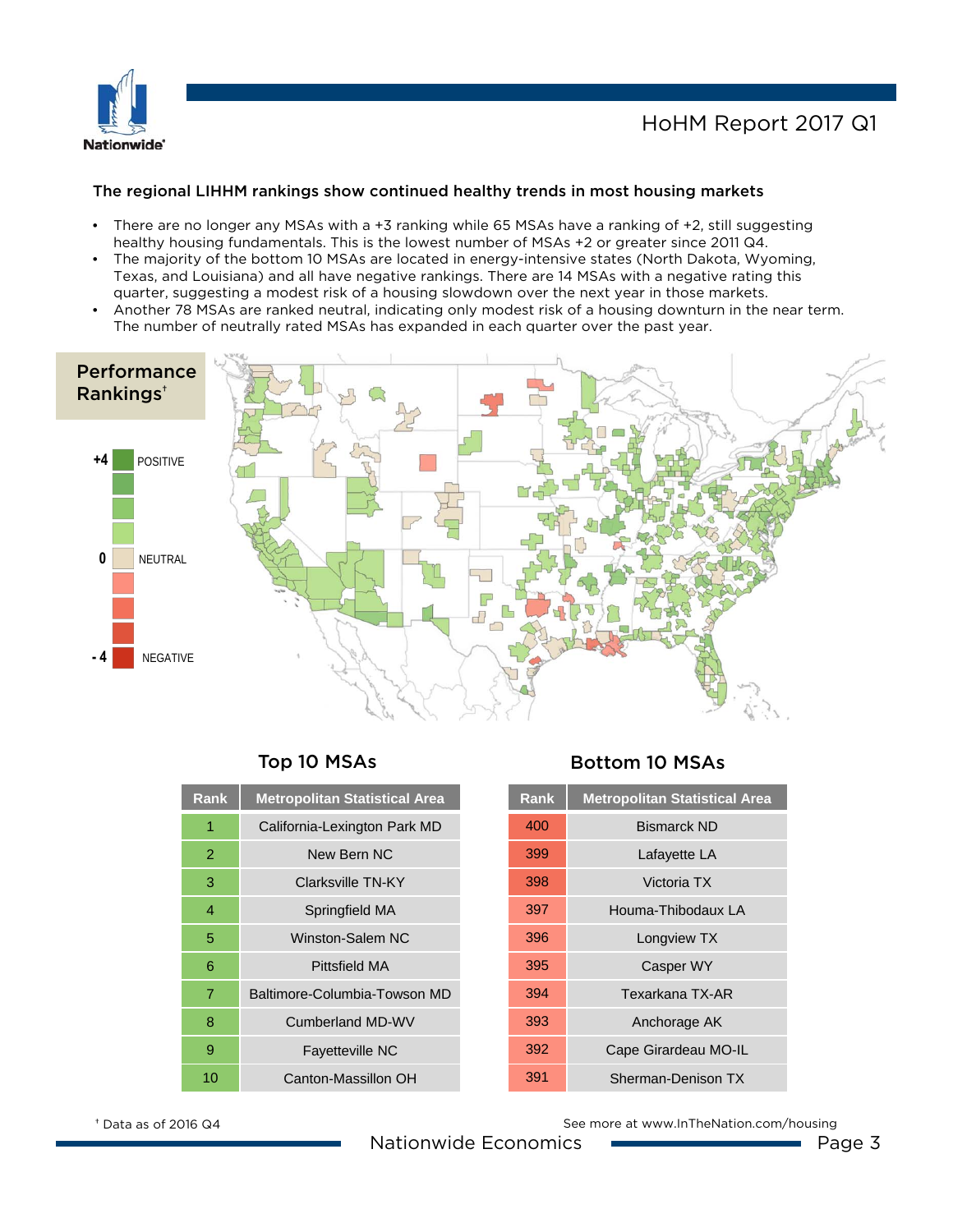## The regional LIHHM rankings show continued healthy trends in most housing markets

- There are no longer any MSAs with a +3 ranking while 65 MSAs have a ranking of +2, still suggesting healthy housing fundamentals. This is the lowest number of MSAs +2 or greater since 2011 Q4.
- The majority of the bottom 10 MSAs are located in energy-intensive states (North Dakota, Wyoming, Texas, and Louisiana) and all have negative rankings. There are 14 MSAs with a negative rating this quarter, suggesting a modest risk of a housing slowdown over the next year in those markets.
- Another 78 MSAs are ranked neutral, indicating only modest risk of a housing downturn in the near term. The number of neutrally rated MSAs has expanded in each quarter over the past year.

**Performance Rankings[†]**

+4 POSITIVE

0 NEUTRAL

-4 NEGATIVE

### Top 10 MSAs

| Rank | Metropolitan Statistical Area |
|---|---|
| 1 | California-Lexington Park MD |
| 2 | New Bern NC |
| 3 | Clarksville TN-KY |
| 4 | Springfield MA |
| 5 | Winston-Salem NC |
| 6 | Pittsfield MA |
| 7 | Baltimore-Columbia-Towson MD |
| 8 | Cumberland MD-WV |
| 9 | Fayetteville NC |
| 10 | Canton-Massillon OH |

### Bottom 10 MSAs

| Rank | Metropolitan Statistical Area |
|---|---|
| 400 | Bismarck ND |
| 399 | Lafayette LA |
| 398 | Victoria TX |
| 397 | Houma-Thibodaux LA |
| 396 | Longview TX |
| 395 | Casper WY |
| 394 | Texarkana TX-AR |
| 393 | Anchorage AK |
| 392 | Cape Girardeau MO-IL |
| 391 | Sherman-Denison TX |

[†] Data as of 2016 Q4

See more at www.InTheNation.com/housing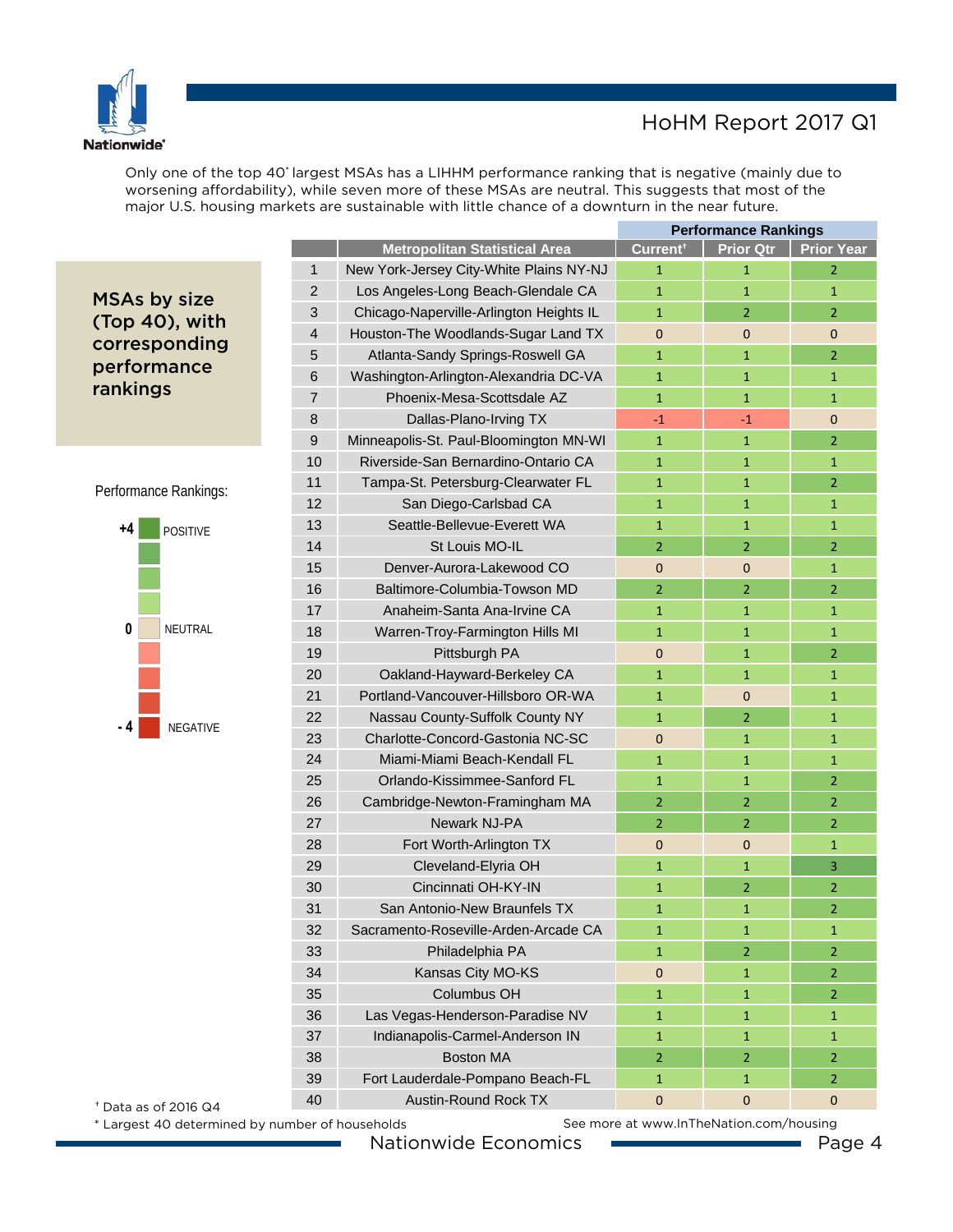Only one of the top 40* largest MSAs has a LIHHM performance ranking that is negative (mainly due to worsening affordability), while seven more of these MSAs are neutral. This suggests that most of the major U.S. housing markets are sustainable with little chance of a downturn in the near future.

**MSAs by size (Top 40), with corresponding performance rankings**

Performance Rankings:

- +4 POSITIVE
- 0 NEUTRAL
- -4 NEGATIVE

| | | Performance Rankings | | |
|---|---|---|---|---|
| | Metropolitan Statistical Area | Current† | Prior Qtr | Prior Year |
| 1 | New York-Jersey City-White Plains NY-NJ | 1 | 1 | 2 |
| 2 | Los Angeles-Long Beach-Glendale CA | 1 | 1 | 1 |
| 3 | Chicago-Naperville-Arlington Heights IL | 1 | 2 | 2 |
| 4 | Houston-The Woodlands-Sugar Land TX | 0 | 0 | 0 |
| 5 | Atlanta-Sandy Springs-Roswell GA | 1 | 1 | 2 |
| 6 | Washington-Arlington-Alexandria DC-VA | 1 | 1 | 1 |
| 7 | Phoenix-Mesa-Scottsdale AZ | 1 | 1 | 1 |
| 8 | Dallas-Plano-Irving TX | -1 | -1 | 0 |
| 9 | Minneapolis-St. Paul-Bloomington MN-WI | 1 | 1 | 2 |
| 10 | Riverside-San Bernardino-Ontario CA | 1 | 1 | 1 |
| 11 | Tampa-St. Petersburg-Clearwater FL | 1 | 1 | 2 |
| 12 | San Diego-Carlsbad CA | 1 | 1 | 1 |
| 13 | Seattle-Bellevue-Everett WA | 1 | 1 | 1 |
| 14 | St Louis MO-IL | 2 | 2 | 2 |
| 15 | Denver-Aurora-Lakewood CO | 0 | 0 | 1 |
| 16 | Baltimore-Columbia-Towson MD | 2 | 2 | 2 |
| 17 | Anaheim-Santa Ana-Irvine CA | 1 | 1 | 1 |
| 18 | Warren-Troy-Farmington Hills MI | 1 | 1 | 1 |
| 19 | Pittsburgh PA | 0 | 1 | 2 |
| 20 | Oakland-Hayward-Berkeley CA | 1 | 1 | 1 |
| 21 | Portland-Vancouver-Hillsboro OR-WA | 1 | 0 | 1 |
| 22 | Nassau County-Suffolk County NY | 1 | 2 | 1 |
| 23 | Charlotte-Concord-Gastonia NC-SC | 0 | 1 | 1 |
| 24 | Miami-Miami Beach-Kendall FL | 1 | 1 | 1 |
| 25 | Orlando-Kissimmee-Sanford FL | 1 | 1 | 2 |
| 26 | Cambridge-Newton-Framingham MA | 2 | 2 | 2 |
| 27 | Newark NJ-PA | 2 | 2 | 2 |
| 28 | Fort Worth-Arlington TX | 0 | 0 | 1 |
| 29 | Cleveland-Elyria OH | 1 | 1 | 3 |
| 30 | Cincinnati OH-KY-IN | 1 | 2 | 2 |
| 31 | San Antonio-New Braunfels TX | 1 | 1 | 2 |
| 32 | Sacramento-Roseville-Arden-Arcade CA | 1 | 1 | 1 |
| 33 | Philadelphia PA | 1 | 2 | 2 |
| 34 | Kansas City MO-KS | 0 | 1 | 2 |
| 35 | Columbus OH | 1 | 1 | 2 |
| 36 | Las Vegas-Henderson-Paradise NV | 1 | 1 | 1 |
| 37 | Indianapolis-Carmel-Anderson IN | 1 | 1 | 1 |
| 38 | Boston MA | 2 | 2 | 2 |
| 39 | Fort Lauderdale-Pompano Beach-FL | 1 | 1 | 2 |
| 40 | Austin-Round Rock TX | 0 | 0 | 0 |

† Data as of 2016 Q4

* Largest 40 determined by number of households

See more at www.InTheNation.com/housing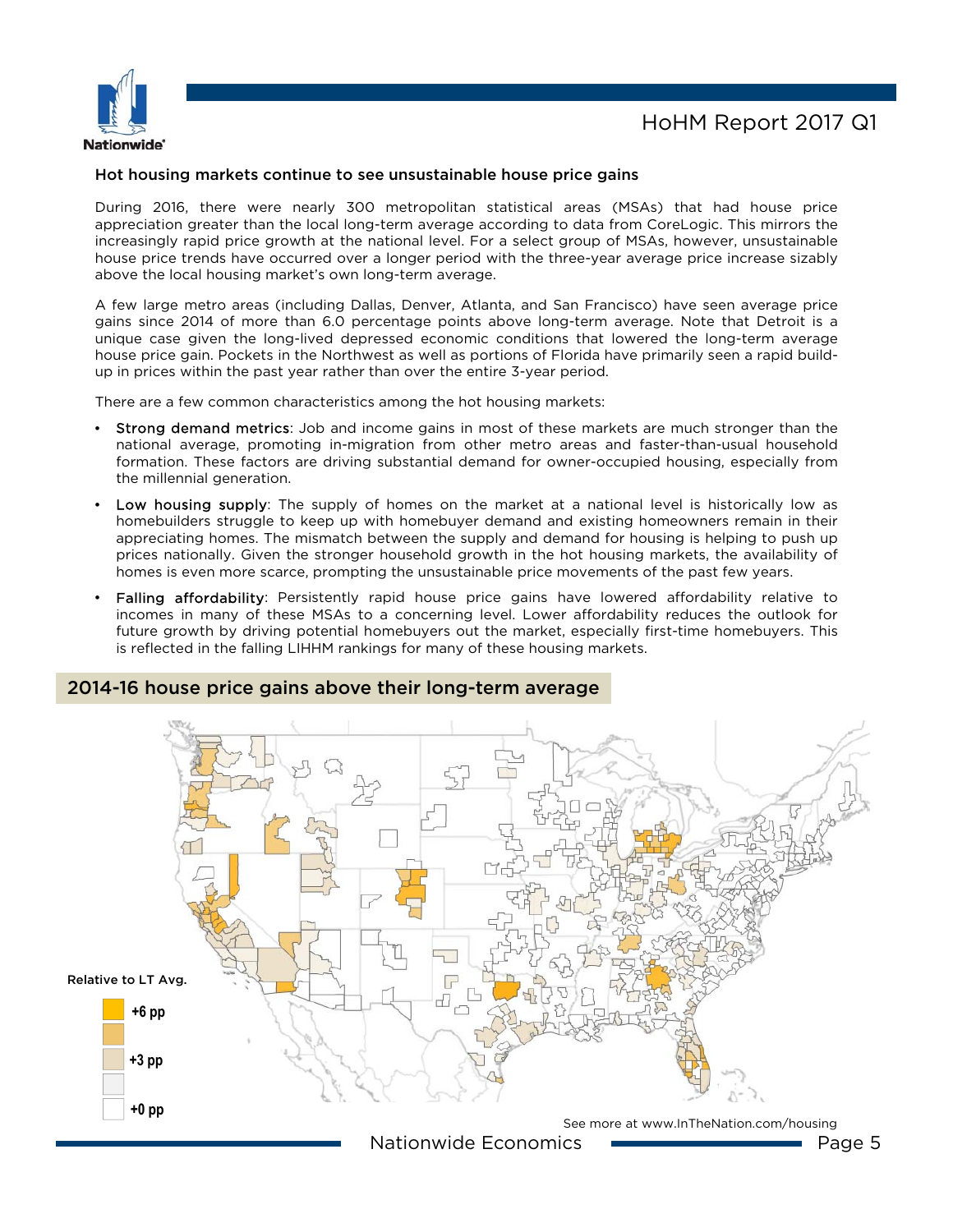## Hot housing markets continue to see unsustainable house price gains

During 2016, there were nearly 300 metropolitan statistical areas (MSAs) that had house price appreciation greater than the local long-term average according to data from CoreLogic. This mirrors the increasingly rapid price growth at the national level. For a select group of MSAs, however, unsustainable house price trends have occurred over a longer period with the three-year average price increase sizably above the local housing market's own long-term average.

A few large metro areas (including Dallas, Denver, Atlanta, and San Francisco) have seen average price gains since 2014 of more than 6.0 percentage points above long-term average. Note that Detroit is a unique case given the long-lived depressed economic conditions that lowered the long-term average house price gain. Pockets in the Northwest as well as portions of Florida have primarily seen a rapid build-up in prices within the past year rather than over the entire 3-year period.

There are a few common characteristics among the hot housing markets:

- **Strong demand metrics**: Job and income gains in most of these markets are much stronger than the national average, promoting in-migration from other metro areas and faster-than-usual household formation. These factors are driving substantial demand for owner-occupied housing, especially from the millennial generation.
- **Low housing supply**: The supply of homes on the market at a national level is historically low as homebuilders struggle to keep up with homebuyer demand and existing homeowners remain in their appreciating homes. The mismatch between the supply and demand for housing is helping to push up prices nationally. Given the stronger household growth in the hot housing markets, the availability of homes is even more scarce, prompting the unsustainable price movements of the past few years.
- **Falling affordability**: Persistently rapid house price gains have lowered affordability relative to incomes in many of these MSAs to a concerning level. Lower affordability reduces the outlook for future growth by driving potential homebuyers out the market, especially first-time homebuyers. This is reflected in the falling LIHHM rankings for many of these housing markets.

## 2014-16 house price gains above their long-term average

Relative to LT Avg.

+6 pp

+3 pp

+0 pp

See more at www.InTheNation.com/housing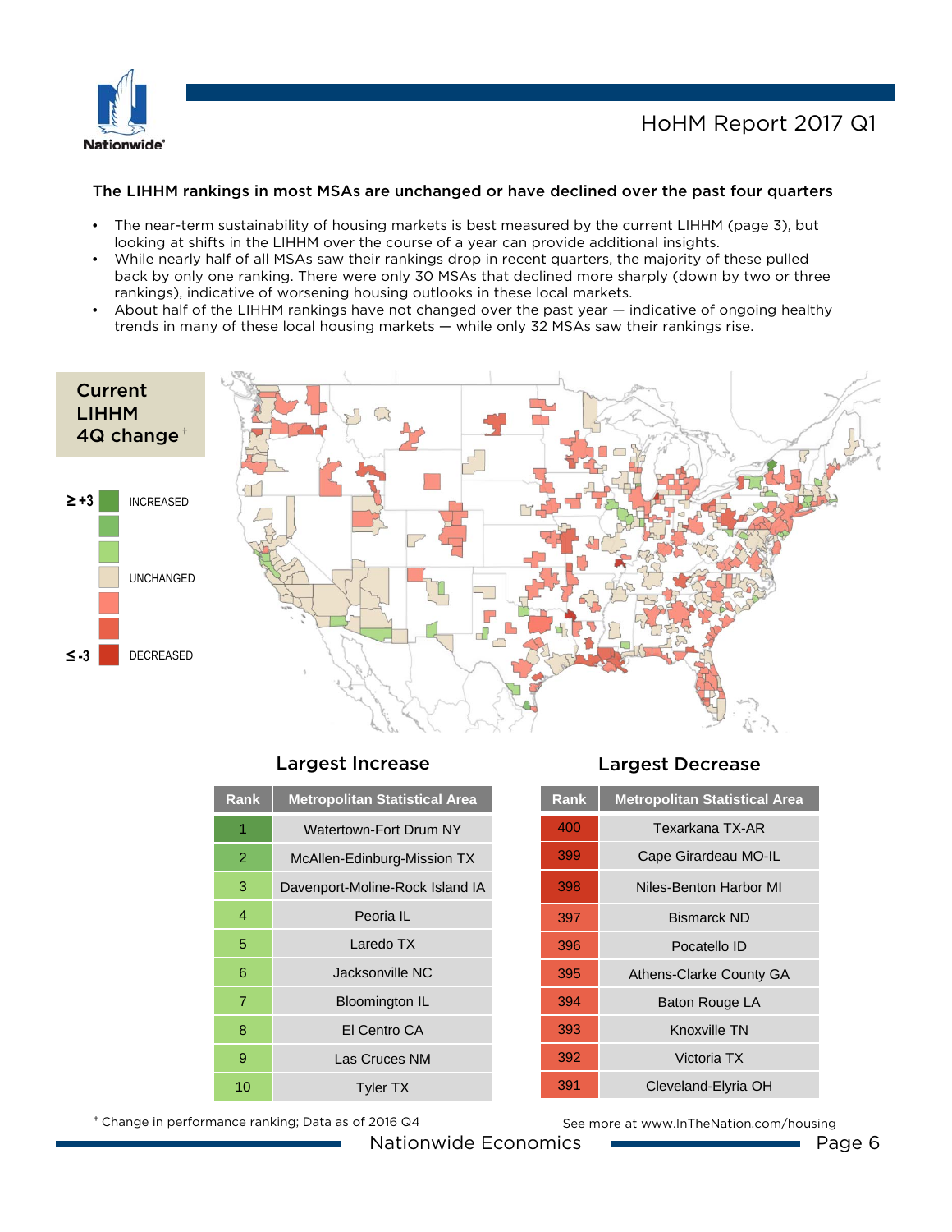## The LIHHM rankings in most MSAs are unchanged or have declined over the past four quarters

- The near-term sustainability of housing markets is best measured by the current LIHHM (page 3), but looking at shifts in the LIHHM over the course of a year can provide additional insights.
- While nearly half of all MSAs saw their rankings drop in recent quarters, the majority of these pulled back by only one ranking. There were only 30 MSAs that declined more sharply (down by two or three rankings), indicative of worsening housing outlooks in these local markets.
- About half of the LIHHM rankings have not changed over the past year — indicative of ongoing healthy trends in many of these local housing markets — while only 32 MSAs saw their rankings rise.

**Current LIHHM 4Q change†**

≥ +3 INCREASED

UNCHANGED

≤ -3 DECREASED

### Largest Increase

| Rank | Metropolitan Statistical Area |
|---|---|
| 1 | Watertown-Fort Drum NY |
| 2 | McAllen-Edinburg-Mission TX |
| 3 | Davenport-Moline-Rock Island IA |
| 4 | Peoria IL |
| 5 | Laredo TX |
| 6 | Jacksonville NC |
| 7 | Bloomington IL |
| 8 | El Centro CA |
| 9 | Las Cruces NM |
| 10 | Tyler TX |

### Largest Decrease

| Rank | Metropolitan Statistical Area |
|---|---|
| 400 | Texarkana TX-AR |
| 399 | Cape Girardeau MO-IL |
| 398 | Niles-Benton Harbor MI |
| 397 | Bismarck ND |
| 396 | Pocatello ID |
| 395 | Athens-Clarke County GA |
| 394 | Baton Rouge LA |
| 393 | Knoxville TN |
| 392 | Victoria TX |
| 391 | Cleveland-Elyria OH |

† Change in performance ranking; Data as of 2016 Q4

See more at www.InTheNation.com/housing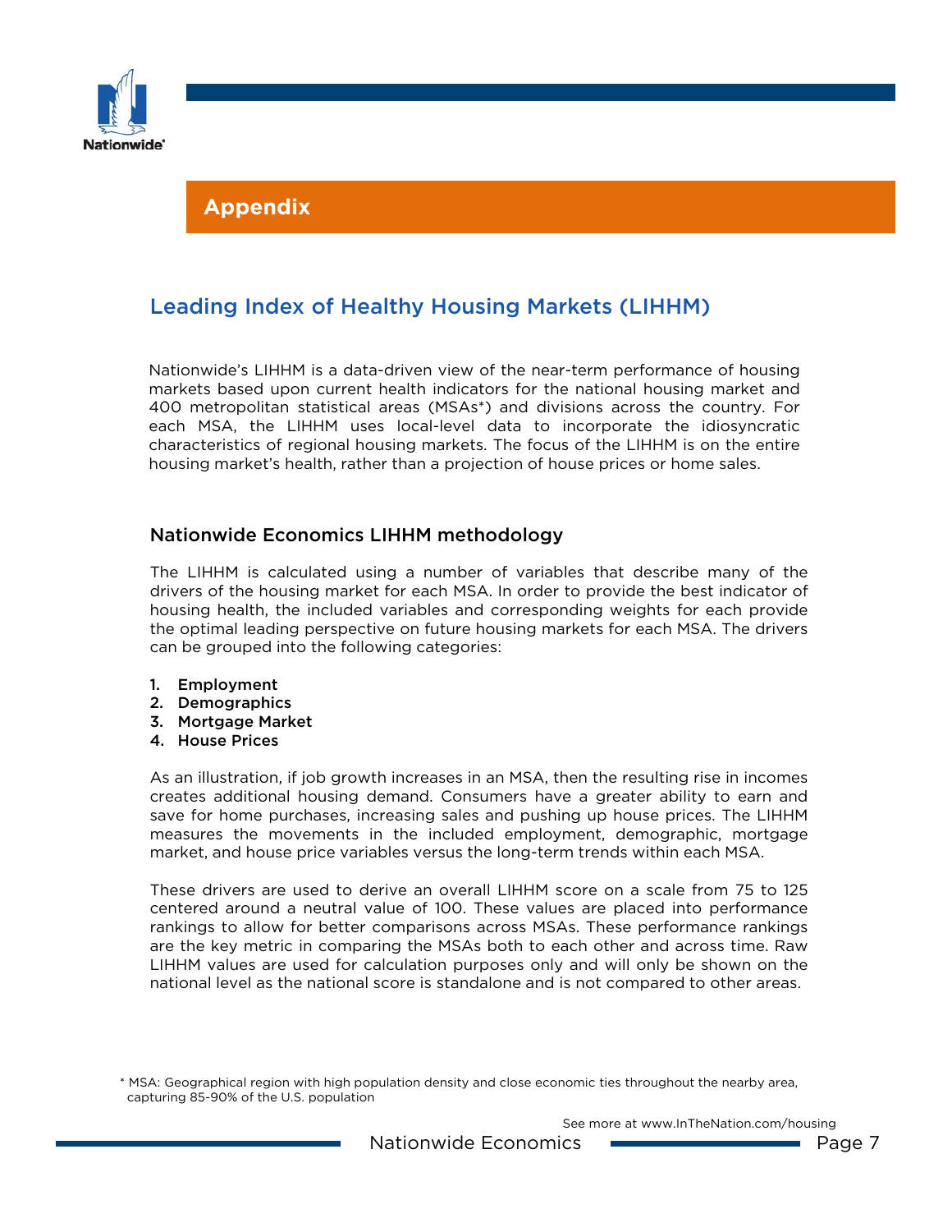# Appendix

## Leading Index of Healthy Housing Markets (LIHHM)

Nationwide's LIHHM is a data-driven view of the near-term performance of housing markets based upon current health indicators for the national housing market and 400 metropolitan statistical areas (MSAs*) and divisions across the country. For each MSA, the LIHHM uses local-level data to incorporate the idiosyncratic characteristics of regional housing markets. The focus of the LIHHM is on the entire housing market's health, rather than a projection of house prices or home sales.

### Nationwide Economics LIHHM methodology

The LIHHM is calculated using a number of variables that describe many of the drivers of the housing market for each MSA. In order to provide the best indicator of housing health, the included variables and corresponding weights for each provide the optimal leading perspective on future housing markets for each MSA. The drivers can be grouped into the following categories:

1. **Employment**
2. **Demographics**
3. **Mortgage Market**
4. **House Prices**

As an illustration, if job growth increases in an MSA, then the resulting rise in incomes creates additional housing demand. Consumers have a greater ability to earn and save for home purchases, increasing sales and pushing up house prices. The LIHHM measures the movements in the included employment, demographic, mortgage market, and house price variables versus the long-term trends within each MSA.

These drivers are used to derive an overall LIHHM score on a scale from 75 to 125 centered around a neutral value of 100. These values are placed into performance rankings to allow for better comparisons across MSAs. These performance rankings are the key metric in comparing the MSAs both to each other and across time. Raw LIHHM values are used for calculation purposes only and will only be shown on the national level as the national score is standalone and is not compared to other areas.

* MSA: Geographical region with high population density and close economic ties throughout the nearby area, capturing 85-90% of the U.S. population

See more at www.InTheNation.com/housing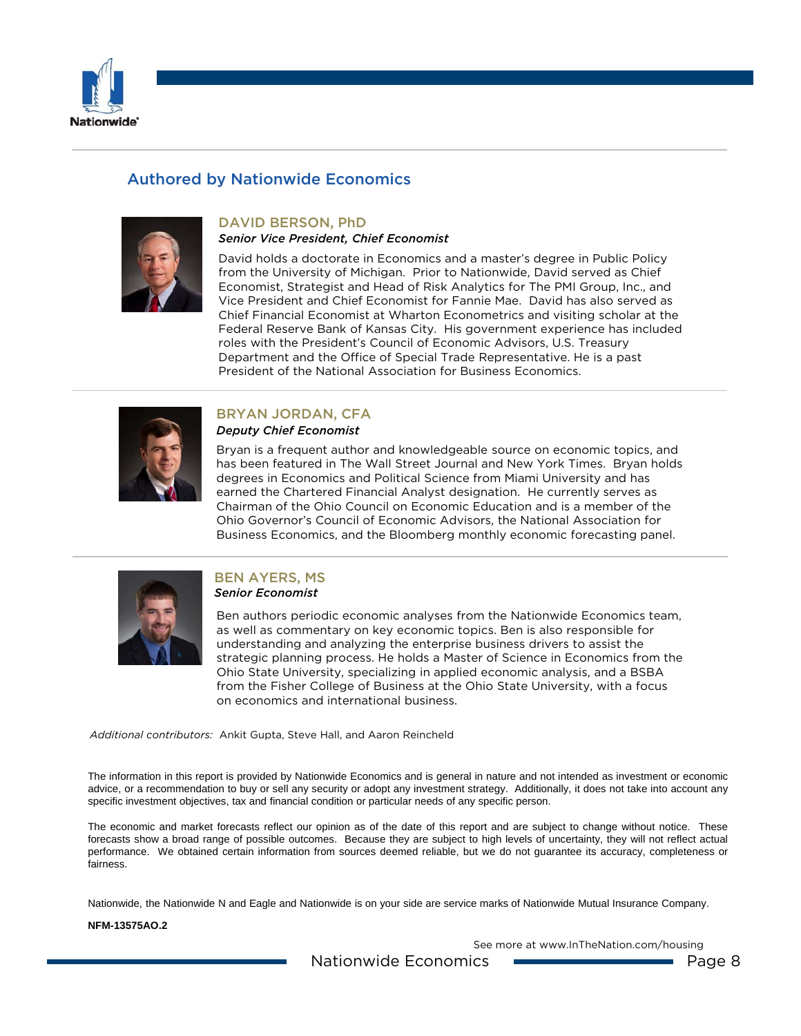## Authored by Nationwide Economics

### DAVID BERSON, PhD

***Senior Vice President, Chief Economist***

David holds a doctorate in Economics and a master's degree in Public Policy from the University of Michigan. Prior to Nationwide, David served as Chief Economist, Strategist and Head of Risk Analytics for The PMI Group, Inc., and Vice President and Chief Economist for Fannie Mae. David has also served as Chief Financial Economist at Wharton Econometrics and visiting scholar at the Federal Reserve Bank of Kansas City. His government experience has included roles with the President's Council of Economic Advisors, U.S. Treasury Department and the Office of Special Trade Representative. He is a past President of the National Association for Business Economics.

### BRYAN JORDAN, CFA

***Deputy Chief Economist***

Bryan is a frequent author and knowledgeable source on economic topics, and has been featured in The Wall Street Journal and New York Times. Bryan holds degrees in Economics and Political Science from Miami University and has earned the Chartered Financial Analyst designation. He currently serves as Chairman of the Ohio Council on Economic Education and is a member of the Ohio Governor's Council of Economic Advisors, the National Association for Business Economics, and the Bloomberg monthly economic forecasting panel.

### BEN AYERS, MS

***Senior Economist***

Ben authors periodic economic analyses from the Nationwide Economics team, as well as commentary on key economic topics. Ben is also responsible for understanding and analyzing the enterprise business drivers to assist the strategic planning process. He holds a Master of Science in Economics from the Ohio State University, specializing in applied economic analysis, and a BSBA from the Fisher College of Business at the Ohio State University, with a focus on economics and international business.

*Additional contributors:* Ankit Gupta, Steve Hall, and Aaron Reincheld

The information in this report is provided by Nationwide Economics and is general in nature and not intended as investment or economic advice, or a recommendation to buy or sell any security or adopt any investment strategy. Additionally, it does not take into account any specific investment objectives, tax and financial condition or particular needs of any specific person.

The economic and market forecasts reflect our opinion as of the date of this report and are subject to change without notice. These forecasts show a broad range of possible outcomes. Because they are subject to high levels of uncertainty, they will not reflect actual performance. We obtained certain information from sources deemed reliable, but we do not guarantee its accuracy, completeness or fairness.

Nationwide, the Nationwide N and Eagle and Nationwide is on your side are service marks of Nationwide Mutual Insurance Company.

**NFM-13575AO.2**

See more at www.InTheNation.com/housing